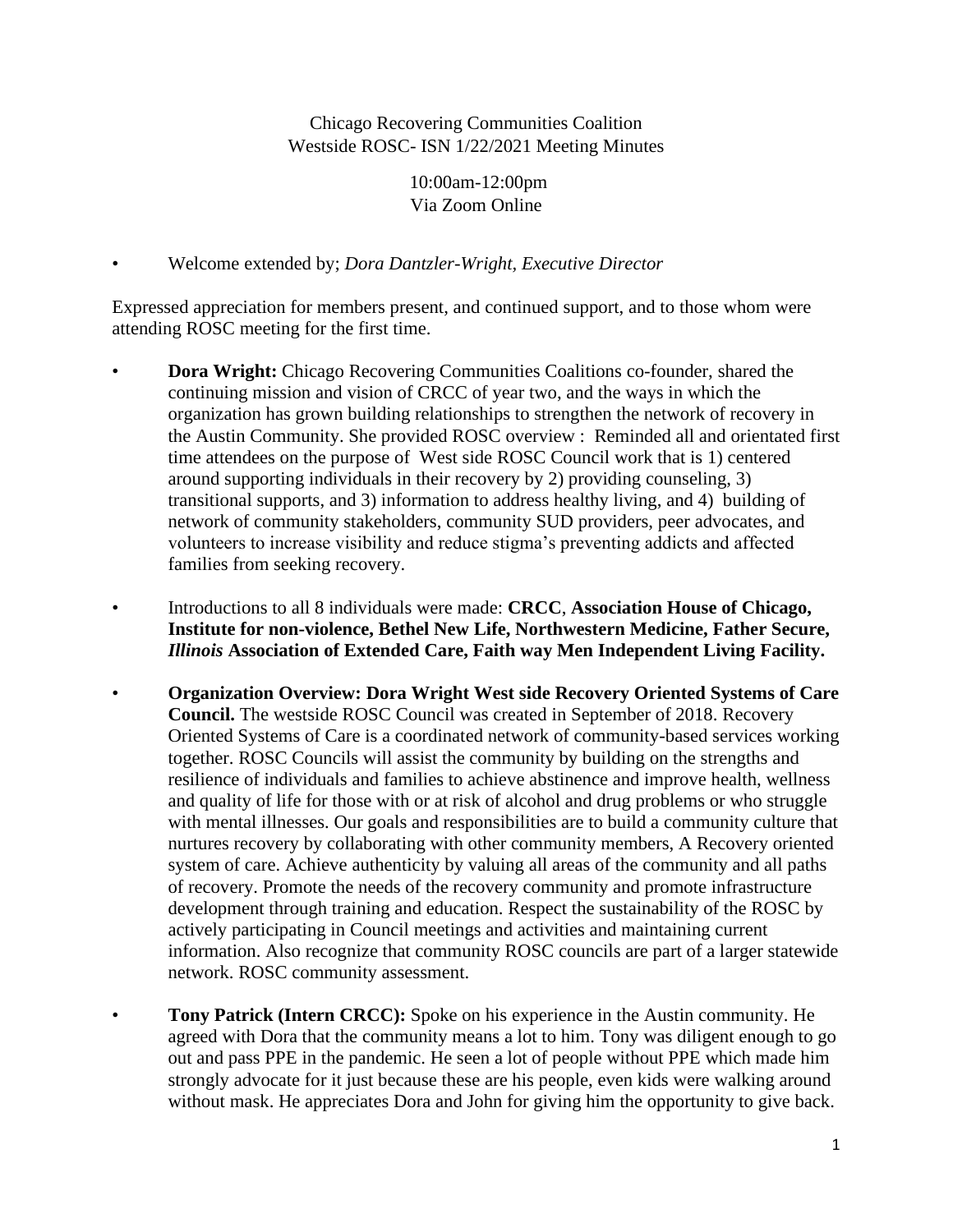Chicago Recovering Communities Coalition
Westside ROSC- ISN 1/22/2021 Meeting Minutes

10:00am-12:00pm
Via Zoom Online

- Welcome extended by; *Dora Dantzler-Wright, Executive Director*

Expressed appreciation for members present, and continued support, and to those whom were attending ROSC meeting for the first time.

- **Dora Wright:** Chicago Recovering Communities Coalitions co-founder, shared the continuing mission and vision of CRCC of year two, and the ways in which the organization has grown building relationships to strengthen the network of recovery in the Austin Community. She provided ROSC overview : Reminded all and orientated first time attendees on the purpose of West side ROSC Council work that is 1) centered around supporting individuals in their recovery by 2) providing counseling, 3) transitional supports, and 3) information to address healthy living, and 4) building of network of community stakeholders, community SUD providers, peer advocates, and volunteers to increase visibility and reduce stigma's preventing addicts and affected families from seeking recovery.

- Introductions to all 8 individuals were made: **CRCC**, **Association House of Chicago, Institute for non-violence, Bethel New Life, Northwestern Medicine, Father Secure,** ***Illinois*** **Association of Extended Care, Faith way Men Independent Living Facility.**

- **Organization Overview: Dora Wright West side Recovery Oriented Systems of Care Council.** The westside ROSC Council was created in September of 2018. Recovery Oriented Systems of Care is a coordinated network of community-based services working together. ROSC Councils will assist the community by building on the strengths and resilience of individuals and families to achieve abstinence and improve health, wellness and quality of life for those with or at risk of alcohol and drug problems or who struggle with mental illnesses. Our goals and responsibilities are to build a community culture that nurtures recovery by collaborating with other community members, A Recovery oriented system of care. Achieve authenticity by valuing all areas of the community and all paths of recovery. Promote the needs of the recovery community and promote infrastructure development through training and education. Respect the sustainability of the ROSC by actively participating in Council meetings and activities and maintaining current information. Also recognize that community ROSC councils are part of a larger statewide network. ROSC community assessment.

- **Tony Patrick (Intern CRCC):** Spoke on his experience in the Austin community. He agreed with Dora that the community means a lot to him. Tony was diligent enough to go out and pass PPE in the pandemic. He seen a lot of people without PPE which made him strongly advocate for it just because these are his people, even kids were walking around without mask. He appreciates Dora and John for giving him the opportunity to give back.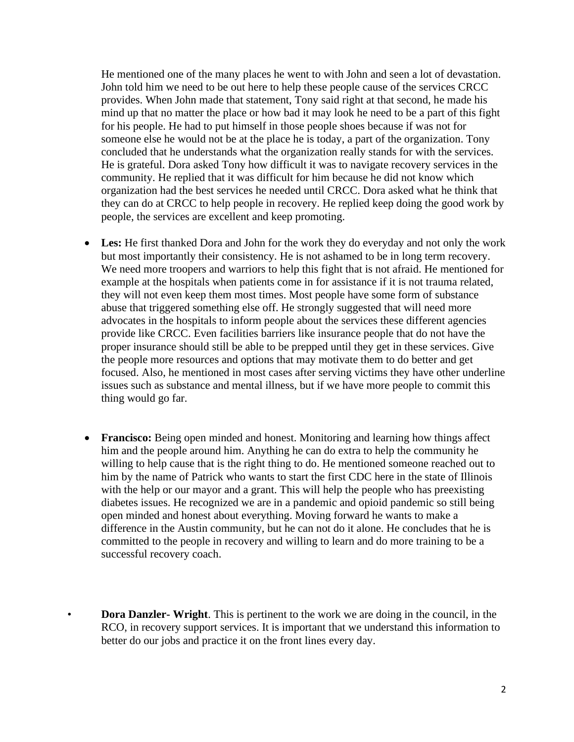He mentioned one of the many places he went to with John and seen a lot of devastation. John told him we need to be out here to help these people cause of the services CRCC provides. When John made that statement, Tony said right at that second, he made his mind up that no matter the place or how bad it may look he need to be a part of this fight for his people. He had to put himself in those people shoes because if was not for someone else he would not be at the place he is today, a part of the organization. Tony concluded that he understands what the organization really stands for with the services. He is grateful. Dora asked Tony how difficult it was to navigate recovery services in the community. He replied that it was difficult for him because he did not know which organization had the best services he needed until CRCC. Dora asked what he think that they can do at CRCC to help people in recovery. He replied keep doing the good work by people, the services are excellent and keep promoting.

- **Les:** He first thanked Dora and John for the work they do everyday and not only the work but most importantly their consistency. He is not ashamed to be in long term recovery. We need more troopers and warriors to help this fight that is not afraid. He mentioned for example at the hospitals when patients come in for assistance if it is not trauma related, they will not even keep them most times. Most people have some form of substance abuse that triggered something else off. He strongly suggested that will need more advocates in the hospitals to inform people about the services these different agencies provide like CRCC. Even facilities barriers like insurance people that do not have the proper insurance should still be able to be prepped until they get in these services. Give the people more resources and options that may motivate them to do better and get focused. Also, he mentioned in most cases after serving victims they have other underline issues such as substance and mental illness, but if we have more people to commit this thing would go far.

- **Francisco:** Being open minded and honest. Monitoring and learning how things affect him and the people around him. Anything he can do extra to help the community he willing to help cause that is the right thing to do. He mentioned someone reached out to him by the name of Patrick who wants to start the first CDC here in the state of Illinois with the help or our mayor and a grant. This will help the people who has preexisting diabetes issues. He recognized we are in a pandemic and opioid pandemic so still being open minded and honest about everything. Moving forward he wants to make a difference in the Austin community, but he can not do it alone. He concludes that he is committed to the people in recovery and willing to learn and do more training to be a successful recovery coach.

- **Dora Danzler- Wright**. This is pertinent to the work we are doing in the council, in the RCO, in recovery support services. It is important that we understand this information to better do our jobs and practice it on the front lines every day.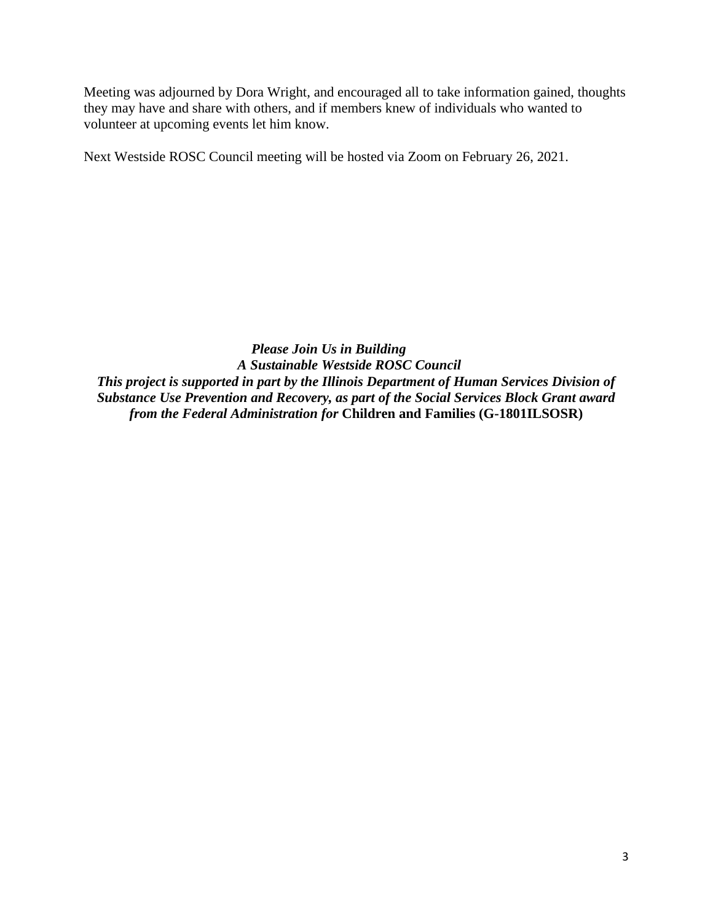Meeting was adjourned by Dora Wright, and encouraged all to take information gained, thoughts they may have and share with others, and if members knew of individuals who wanted to volunteer at upcoming events let him know.

Next Westside ROSC Council meeting will be hosted via Zoom on February 26, 2021.

***Please Join Us in Building***
***A Sustainable Westside ROSC Council***
***This project is supported in part by the Illinois Department of Human Services Division of Substance Use Prevention and Recovery, as part of the Social Services Block Grant award from the Federal Administration for* Children and Families (G-1801ILSOSR)**